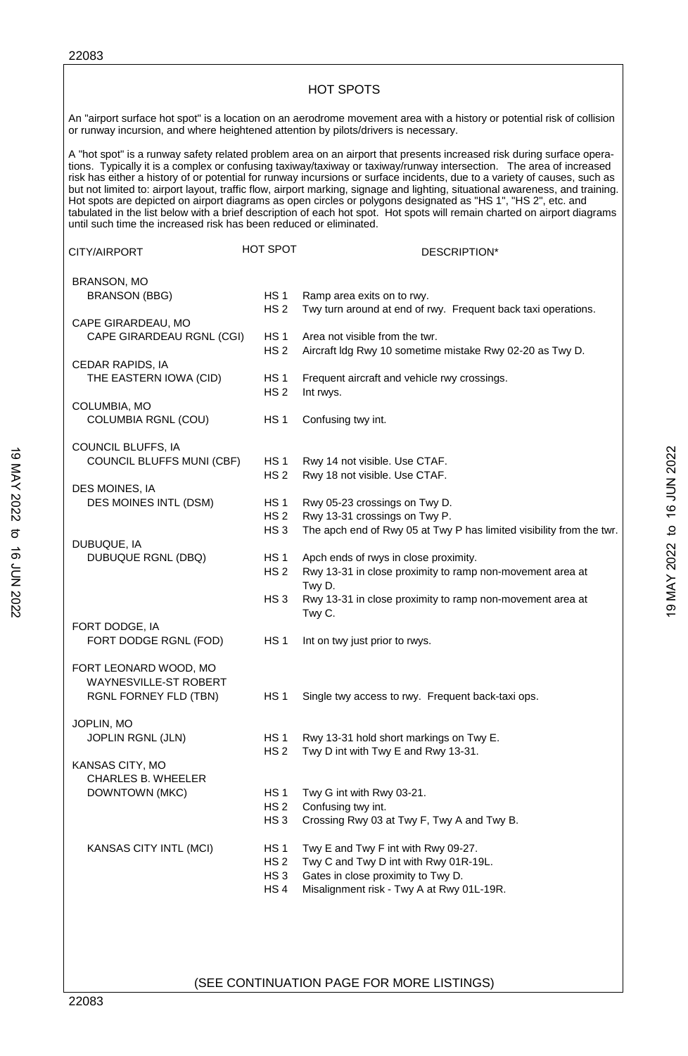# HOT SPOTS

An "airport surface hot spot" is a location on an aerodrome movement area with a history or potential risk of collision or runway incursion, and where heightened attention by pilots/drivers is necessary.

A "hot spot" is a runway safety related problem area on an airport that presents increased risk during surface operations. Typically it is a complex or confusing taxiway/taxiway or taxiway/runway intersection. The area of increased risk has either a history of or potential for runway incursions or surface incidents, due to a variety of causes, such as but not limited to: airport layout, traffic flow, airport marking, signage and lighting, situational awareness, and training. Hot spots are depicted on airport diagrams as open circles or polygons designated as "HS 1", "HS 2", etc. and tabulated in the list below with a brief description of each hot spot. Hot spots will remain charted on airport diagrams until such time the increased risk has been reduced or eliminated.

| CITY/AIRPORT | HOT SPOT | DESCRIPTION* |
|---|---|---|
| BRANSON, MO | | |
| BRANSON (BBG) | HS 1 | Ramp area exits on to rwy. |
| | HS 2 | Twy turn around at end of rwy. Frequent back taxi operations. |
| CAPE GIRARDEAU, MO | | |
| CAPE GIRARDEAU RGNL (CGI) | HS 1 | Area not visible from the twr. |
| | HS 2 | Aircraft ldg Rwy 10 sometime mistake Rwy 02-20 as Twy D. |
| CEDAR RAPIDS, IA | | |
| THE EASTERN IOWA (CID) | HS 1 | Frequent aircraft and vehicle rwy crossings. |
| | HS 2 | Int rwys. |
| COLUMBIA, MO | | |
| COLUMBIA RGNL (COU) | HS 1 | Confusing twy int. |
| COUNCIL BLUFFS, IA | | |
| COUNCIL BLUFFS MUNI (CBF) | HS 1 | Rwy 14 not visible. Use CTAF. |
| | HS 2 | Rwy 18 not visible. Use CTAF. |
| DES MOINES, IA | | |
| DES MOINES INTL (DSM) | HS 1 | Rwy 05-23 crossings on Twy D. |
| | HS 2 | Rwy 13-31 crossings on Twy P. |
| | HS 3 | The apch end of Rwy 05 at Twy P has limited visibility from the twr. |
| DUBUQUE, IA | | |
| DUBUQUE RGNL (DBQ) | HS 1 | Apch ends of rwys in close proximity. |
| | HS 2 | Rwy 13-31 in close proximity to ramp non-movement area at Twy D. |
| | HS 3 | Rwy 13-31 in close proximity to ramp non-movement area at Twy C. |
| FORT DODGE, IA | | |
| FORT DODGE RGNL (FOD) | HS 1 | Int on twy just prior to rwys. |
| FORT LEONARD WOOD, MO | | |
| WAYNESVILLE-ST ROBERT RGNL FORNEY FLD (TBN) | HS 1 | Single twy access to rwy. Frequent back-taxi ops. |
| JOPLIN, MO | | |
| JOPLIN RGNL (JLN) | HS 1 | Rwy 13-31 hold short markings on Twy E. |
| | HS 2 | Twy D int with Twy E and Rwy 13-31. |
| KANSAS CITY, MO | | |
| CHARLES B. WHEELER DOWNTOWN (MKC) | HS 1 | Twy G int with Rwy 03-21. |
| | HS 2 | Confusing twy int. |
| | HS 3 | Crossing Rwy 03 at Twy F, Twy A and Twy B. |
| KANSAS CITY INTL (MCI) | HS 1 | Twy E and Twy F int with Rwy 09-27. |
| | HS 2 | Twy C and Twy D int with Rwy 01R-19L. |
| | HS 3 | Gates in close proximity to Twy D. |
| | HS 4 | Misalignment risk - Twy A at Rwy 01L-19R. |

(SEE CONTINUATION PAGE FOR MORE LISTINGS)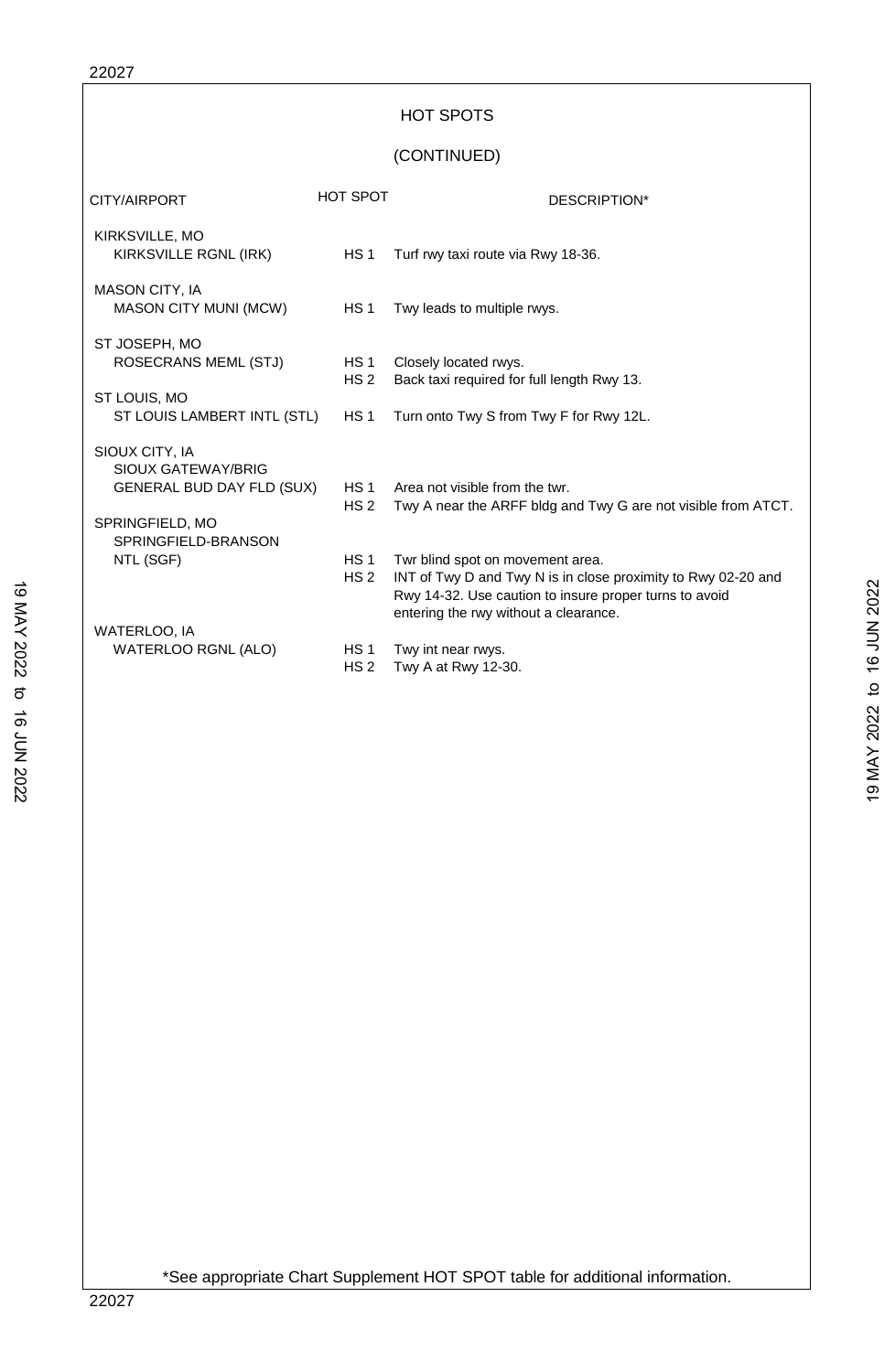# HOT SPOTS

## (CONTINUED)

| CITY/AIRPORT | HOT SPOT | DESCRIPTION* |
|---|---|---|
| KIRKSVILLE, MO | | |
| KIRKSVILLE RGNL (IRK) | HS 1 | Turf rwy taxi route via Rwy 18-36. |
| MASON CITY, IA | | |
| MASON CITY MUNI (MCW) | HS 1 | Twy leads to multiple rwys. |
| ST JOSEPH, MO | | |
| ROSECRANS MEML (STJ) | HS 1 | Closely located rwys. |
| | HS 2 | Back taxi required for full length Rwy 13. |
| ST LOUIS, MO | | |
| ST LOUIS LAMBERT INTL (STL) | HS 1 | Turn onto Twy S from Twy F for Rwy 12L. |
| SIOUX CITY, IA | | |
| SIOUX GATEWAY/BRIG GENERAL BUD DAY FLD (SUX) | HS 1 | Area not visible from the twr. |
| | HS 2 | Twy A near the ARFF bldg and Twy G are not visible from ATCT. |
| SPRINGFIELD, MO | | |
| SPRINGFIELD-BRANSON NTL (SGF) | HS 1 | Twr blind spot on movement area. |
| | HS 2 | INT of Twy D and Twy N is in close proximity to Rwy 02-20 and Rwy 14-32. Use caution to insure proper turns to avoid entering the rwy without a clearance. |
| WATERLOO, IA | | |
| WATERLOO RGNL (ALO) | HS 1 | Twy int near rwys. |
| | HS 2 | Twy A at Rwy 12-30. |

*See appropriate Chart Supplement HOT SPOT table for additional information.